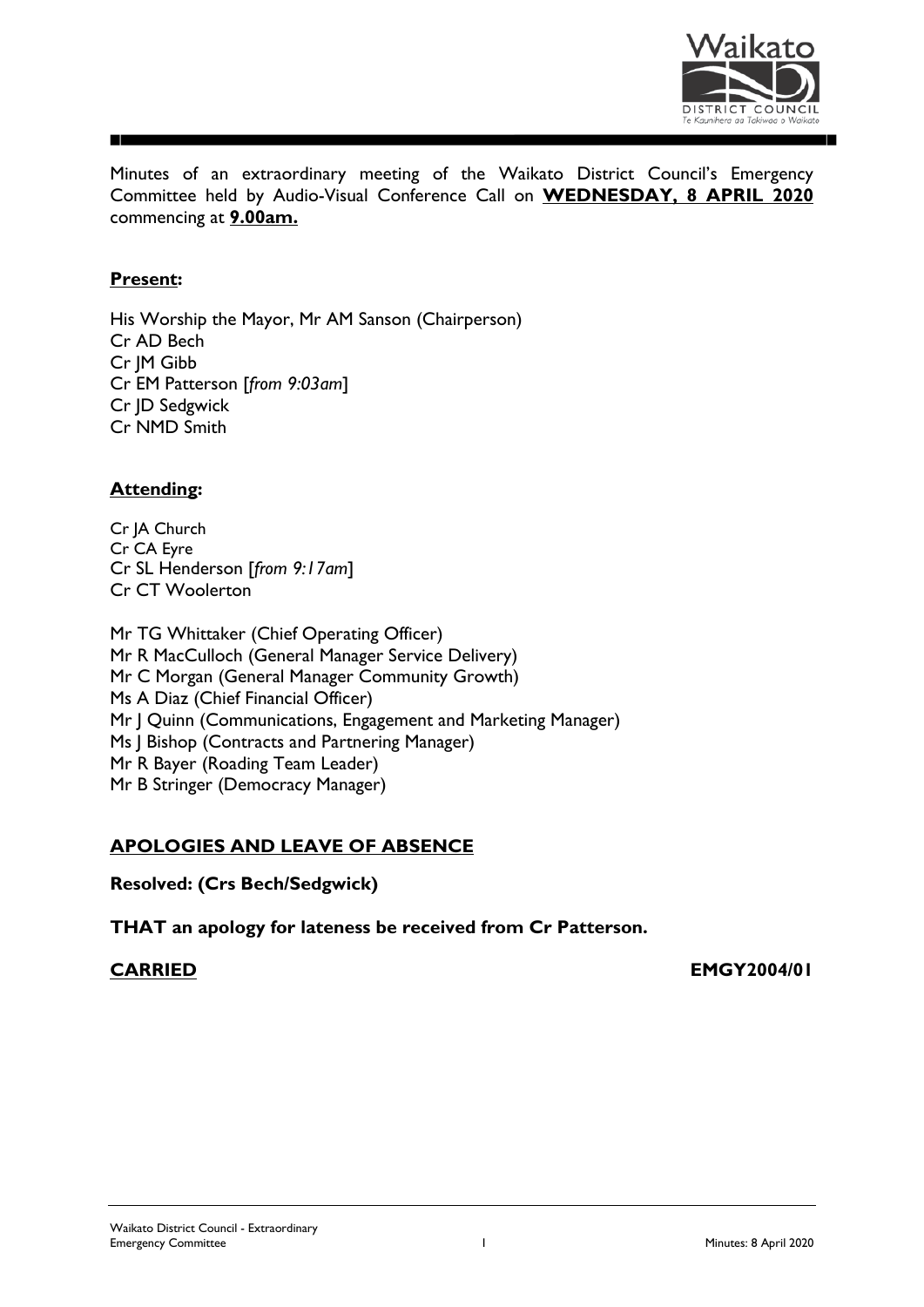Minutes of an extraordinary meeting of the Waikato District Council's Emergency Committee held by Audio-Visual Conference Call on **WEDNESDAY, 8 APRIL 2020** commencing at **9.00am.**

## Present:

His Worship the Mayor, Mr AM Sanson (Chairperson)
Cr AD Bech
Cr JM Gibb
Cr EM Patterson [*from 9:03am*]
Cr JD Sedgwick
Cr NMD Smith

## Attending:

Cr JA Church
Cr CA Eyre
Cr SL Henderson [*from 9:17am*]
Cr CT Woolerton

Mr TG Whittaker (Chief Operating Officer)
Mr R MacCulloch (General Manager Service Delivery)
Mr C Morgan (General Manager Community Growth)
Ms A Diaz (Chief Financial Officer)
Mr J Quinn (Communications, Engagement and Marketing Manager)
Ms J Bishop (Contracts and Partnering Manager)
Mr R Bayer (Roading Team Leader)
Mr B Stringer (Democracy Manager)

## APOLOGIES AND LEAVE OF ABSENCE

**Resolved: (Crs Bech/Sedgwick)**

**THAT an apology for lateness be received from Cr Patterson.**

**CARRIED** **EMGY2004/01**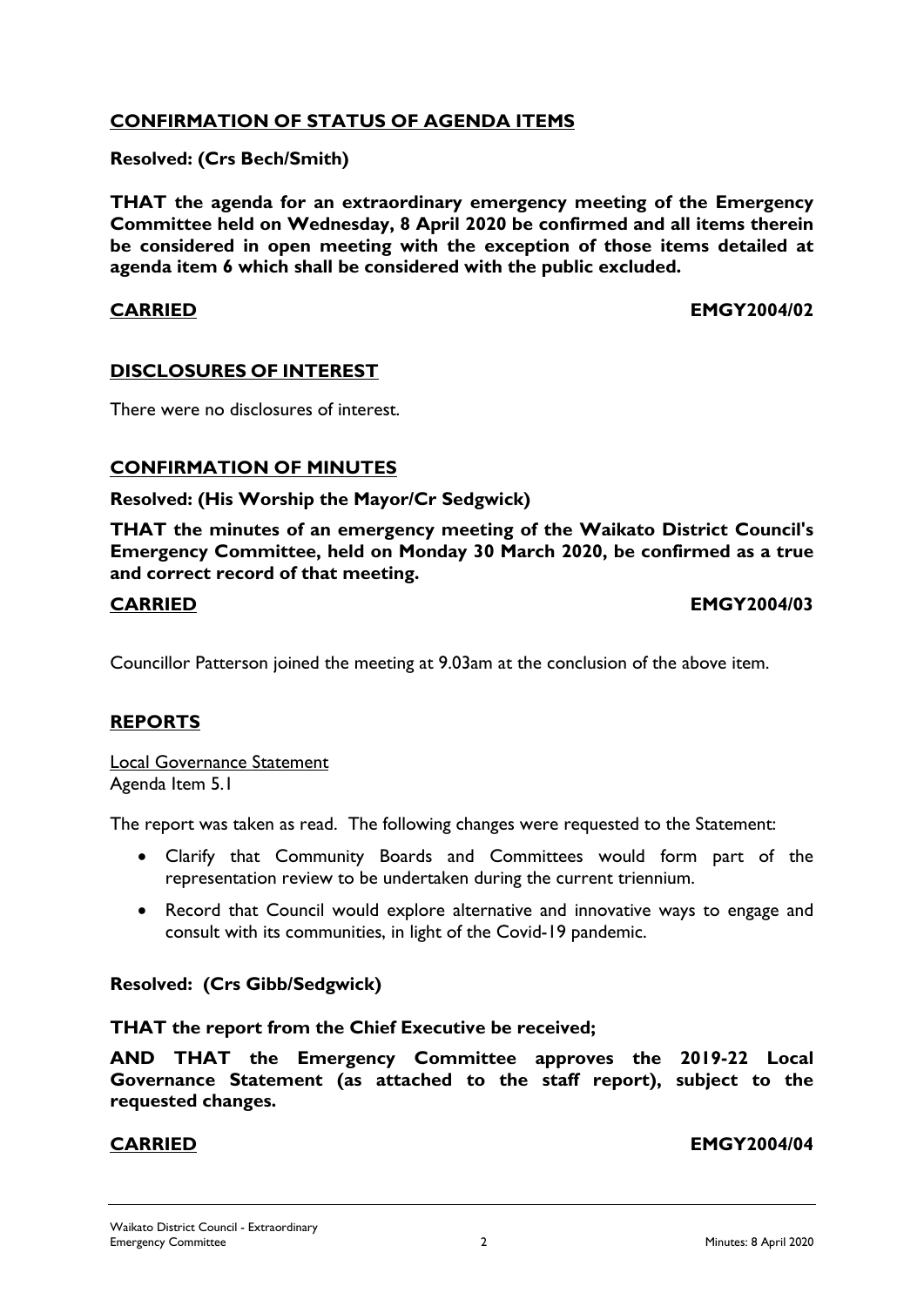## CONFIRMATION OF STATUS OF AGENDA ITEMS

**Resolved: (Crs Bech/Smith)**

**THAT the agenda for an extraordinary emergency meeting of the Emergency Committee held on Wednesday, 8 April 2020 be confirmed and all items therein be considered in open meeting with the exception of those items detailed at agenda item 6 which shall be considered with the public excluded.**

**CARRIED** **EMGY2004/02**

## DISCLOSURES OF INTEREST

There were no disclosures of interest.

## CONFIRMATION OF MINUTES

**Resolved: (His Worship the Mayor/Cr Sedgwick)**

**THAT the minutes of an emergency meeting of the Waikato District Council's Emergency Committee, held on Monday 30 March 2020, be confirmed as a true and correct record of that meeting.**

**CARRIED** **EMGY2004/03**

Councillor Patterson joined the meeting at 9.03am at the conclusion of the above item.

## REPORTS

Local Governance Statement
Agenda Item 5.1

The report was taken as read. The following changes were requested to the Statement:

- Clarify that Community Boards and Committees would form part of the representation review to be undertaken during the current triennium.
- Record that Council would explore alternative and innovative ways to engage and consult with its communities, in light of the Covid-19 pandemic.

**Resolved: (Crs Gibb/Sedgwick)**

**THAT the report from the Chief Executive be received;**

**AND THAT the Emergency Committee approves the 2019-22 Local Governance Statement (as attached to the staff report), subject to the requested changes.**

**CARRIED** **EMGY2004/04**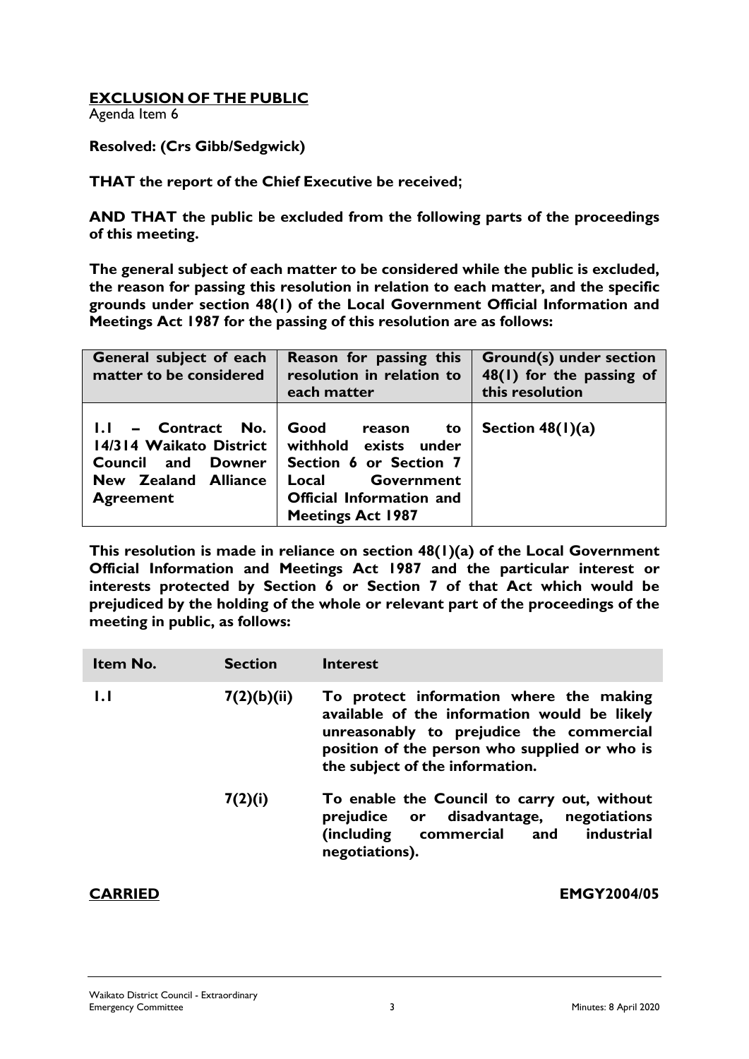## EXCLUSION OF THE PUBLIC

Agenda Item 6

**Resolved: (Crs Gibb/Sedgwick)**

**THAT the report of the Chief Executive be received;**

**AND THAT the public be excluded from the following parts of the proceedings of this meeting.**

**The general subject of each matter to be considered while the public is excluded, the reason for passing this resolution in relation to each matter, and the specific grounds under section 48(1) of the Local Government Official Information and Meetings Act 1987 for the passing of this resolution are as follows:**

| General subject of each matter to be considered | Reason for passing this resolution in relation to each matter | Ground(s) under section 48(1) for the passing of this resolution |
|---|---|---|
| **1.1 – Contract No. 14/314 Waikato District Council and Downer New Zealand Alliance Agreement** | **Good reason to withhold exists under Section 6 or Section 7 Local Government Official Information and Meetings Act 1987** | **Section 48(1)(a)** |

**This resolution is made in reliance on section 48(1)(a) of the Local Government Official Information and Meetings Act 1987 and the particular interest or interests protected by Section 6 or Section 7 of that Act which would be prejudiced by the holding of the whole or relevant part of the proceedings of the meeting in public, as follows:**

| Item No. | Section | Interest |
|---|---|---|
| **1.1** | **7(2)(b)(ii)** | **To protect information where the making available of the information would be likely unreasonably to prejudice the commercial position of the person who supplied or who is the subject of the information.** |
| | **7(2)(i)** | **To enable the Council to carry out, without prejudice or disadvantage, negotiations (including commercial and industrial negotiations).** |

**CARRIED** **EMGY2004/05**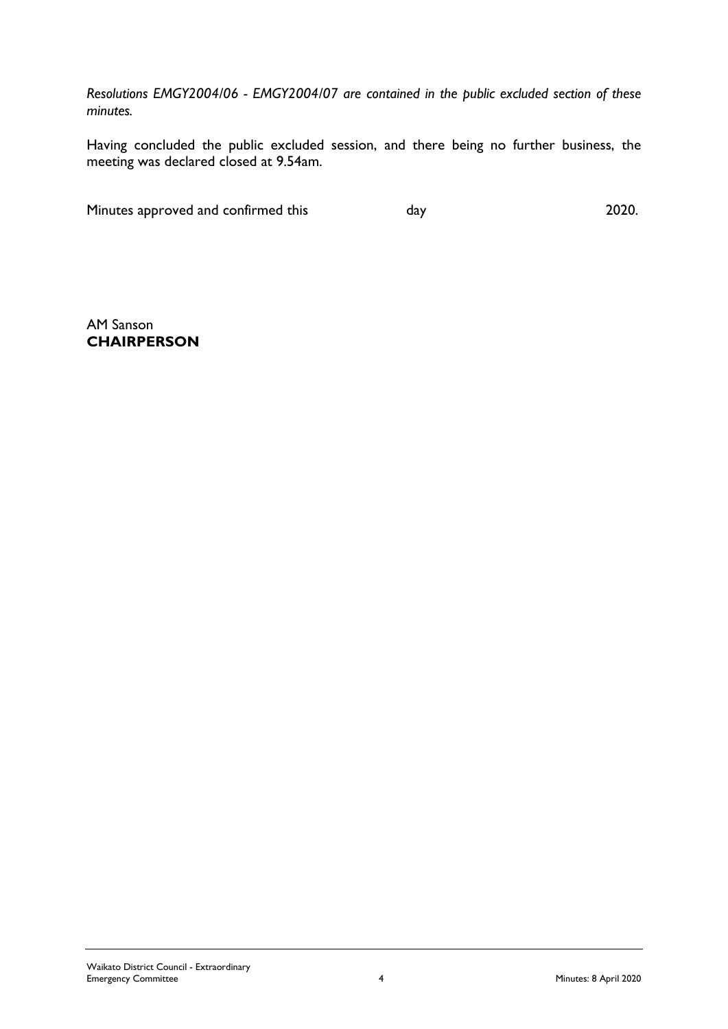*Resolutions EMGY2004/06 - EMGY2004/07 are contained in the public excluded section of these minutes.*

Having concluded the public excluded session, and there being no further business, the meeting was declared closed at 9.54am.

Minutes approved and confirmed this day 2020.

AM Sanson
**CHAIRPERSON**